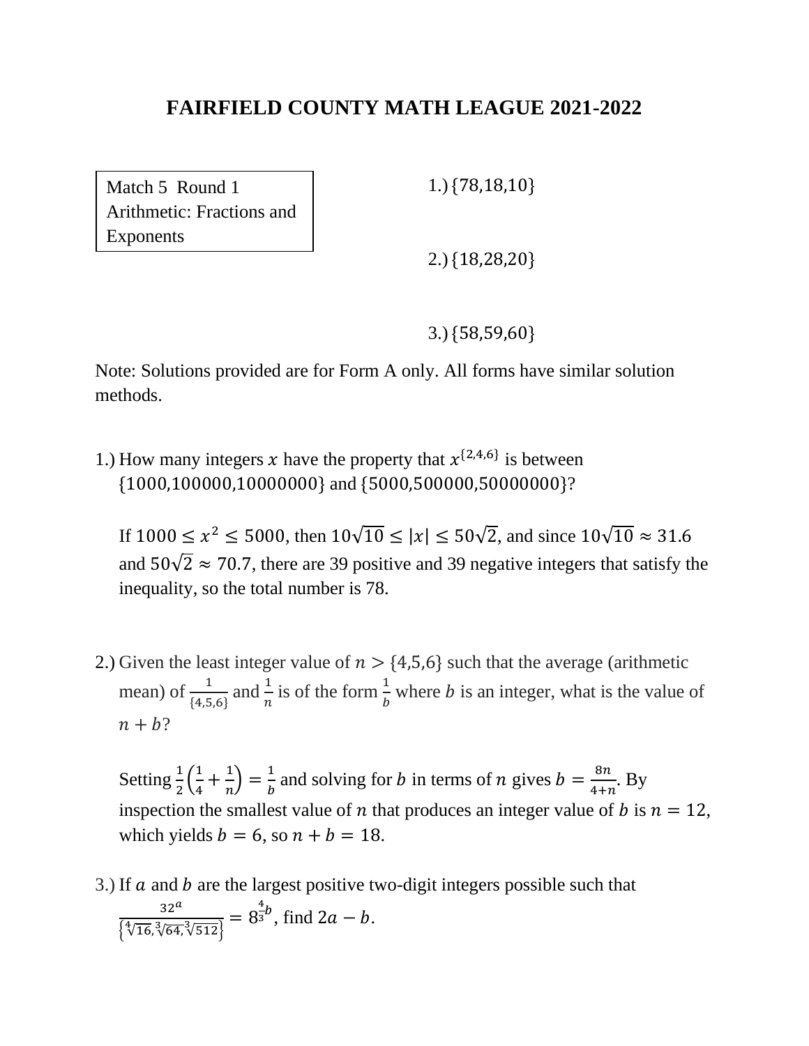# FAIRFIELD COUNTY MATH LEAGUE 2021-2022

Match 5 Round 1
Arithmetic: Fractions and Exponents

1.) $\{78,18,10\}$

2.) $\{18,28,20\}$

3.) $\{58,59,60\}$

Note: Solutions provided are for Form A only. All forms have similar solution methods.

1.) How many integers $x$ have the property that $x^{\{2,4,6\}}$ is between $\{1000,100000,10000000\}$ and $\{5000,500000,50000000\}$?

If $1000 \leq x^2 \leq 5000$, then $10\sqrt{10} \leq |x| \leq 50\sqrt{2}$, and since $10\sqrt{10} \approx 31.6$ and $50\sqrt{2} \approx 70.7$, there are 39 positive and 39 negative integers that satisfy the inequality, so the total number is 78.

2.) Given the least integer value of $n > \{4,5,6\}$ such that the average (arithmetic mean) of $\frac{1}{\{4,5,6\}}$ and $\frac{1}{n}$ is of the form $\frac{1}{b}$ where $b$ is an integer, what is the value of $n + b$?

Setting $\frac{1}{2}\left(\frac{1}{4}+\frac{1}{n}\right) = \frac{1}{b}$ and solving for $b$ in terms of $n$ gives $b = \frac{8n}{4+n}$. By inspection the smallest value of $n$ that produces an integer value of $b$ is $n = 12$, which yields $b = 6$, so $n + b = 18$.

3.) If $a$ and $b$ are the largest positive two-digit integers possible such that $\frac{32^a}{\left\{\sqrt[4]{16},\sqrt[3]{64},\sqrt[3]{512}\right\}} = 8^{\frac{4}{3}b}$, find $2a - b$.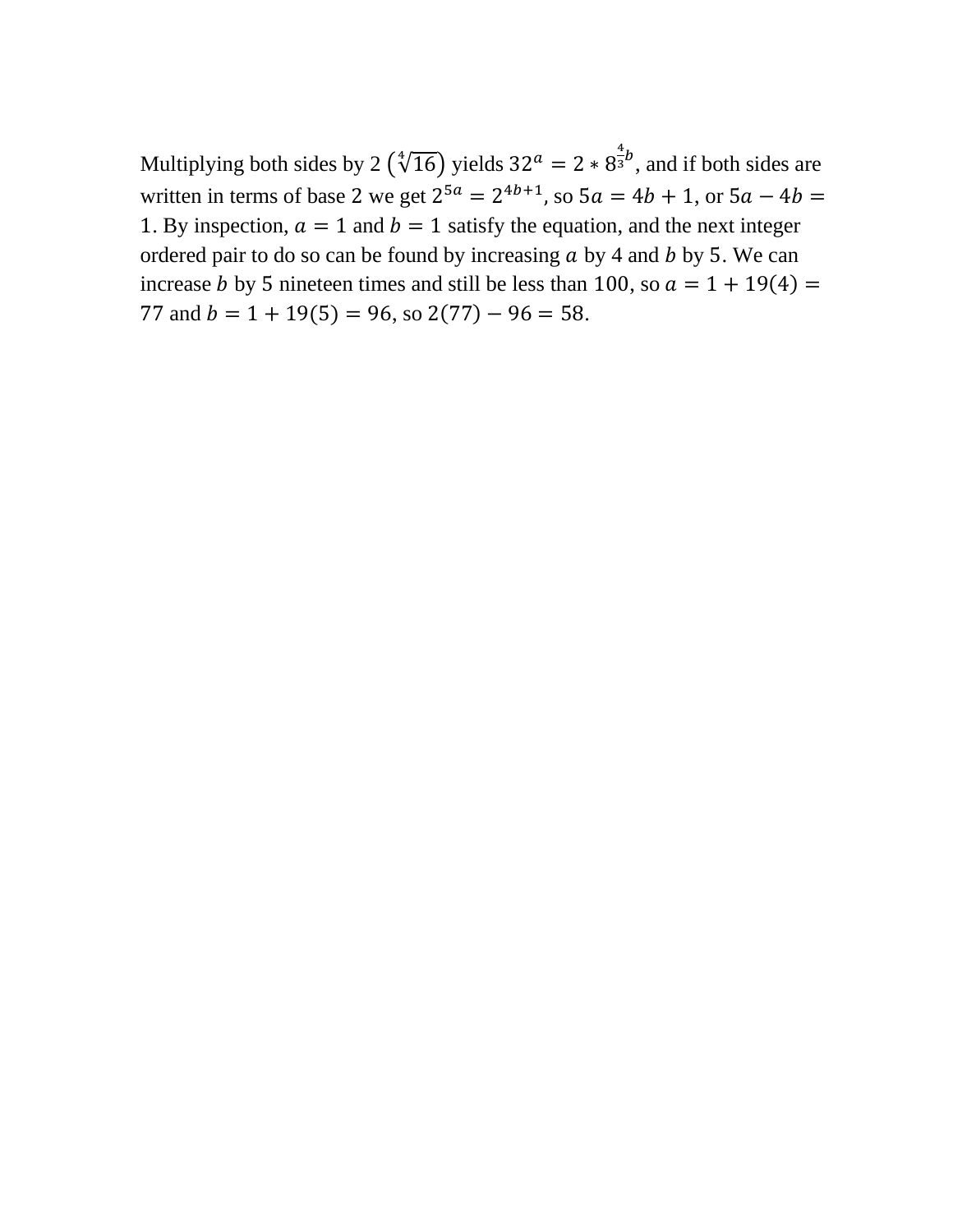Multiplying both sides by 2 $(\sqrt[4]{16})$ yields $32^a = 2 * 8^{\frac{4}{3}b}$, and if both sides are written in terms of base 2 we get $2^{5a} = 2^{4b+1}$, so $5a = 4b + 1$, or $5a - 4b = 1$. By inspection, $a = 1$ and $b = 1$ satisfy the equation, and the next integer ordered pair to do so can be found by increasing $a$ by 4 and $b$ by 5. We can increase $b$ by 5 nineteen times and still be less than 100, so $a = 1 + 19(4) = 77$ and $b = 1 + 19(5) = 96$, so $2(77) - 96 = 58$.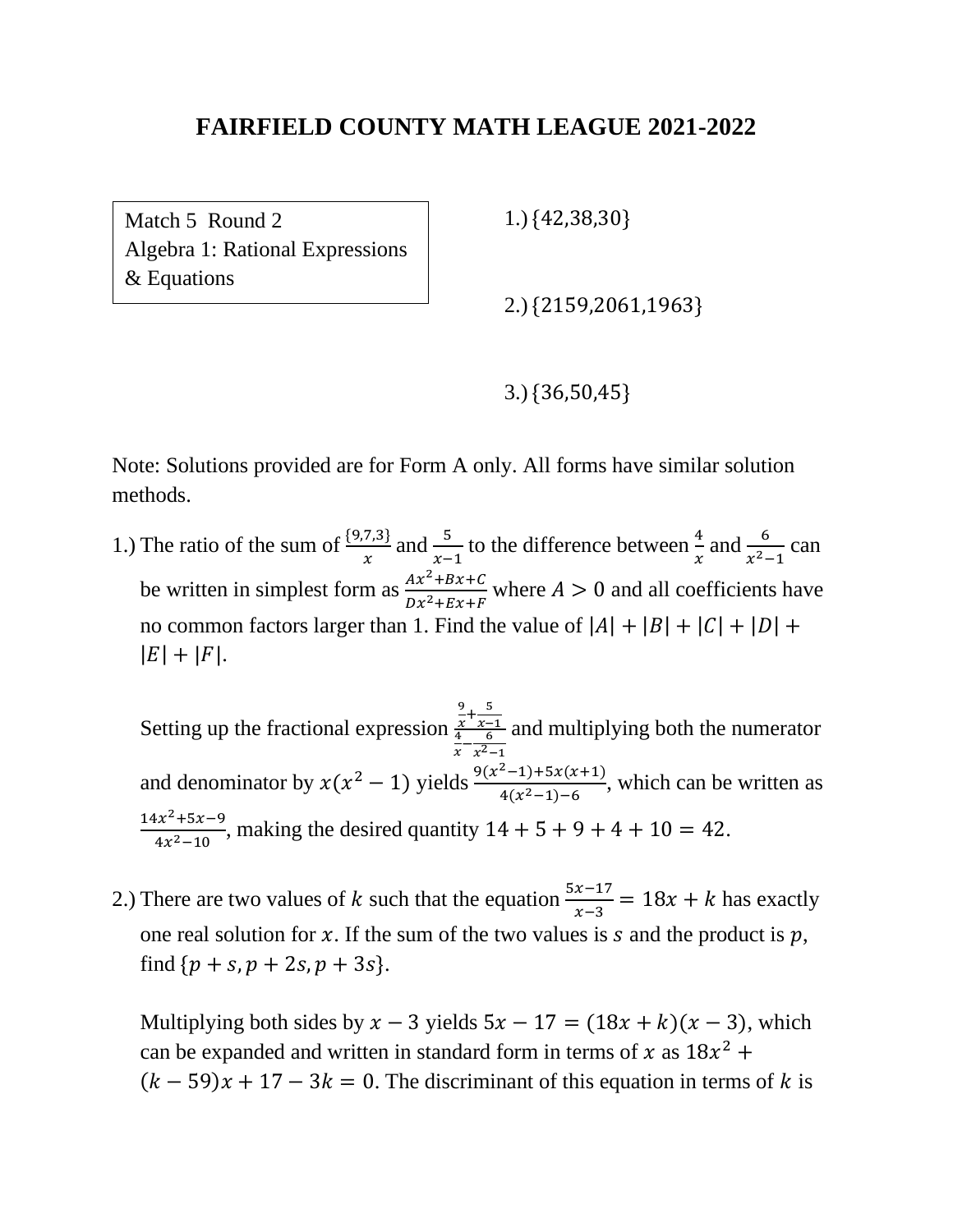# FAIRFIELD COUNTY MATH LEAGUE 2021-2022

Match 5 Round 2
Algebra 1: Rational Expressions & Equations

1.) $\{42, 38, 30\}$

2.) $\{2159, 2061, 1963\}$

3.) $\{36, 50, 45\}$

Note: Solutions provided are for Form A only. All forms have similar solution methods.

1.) The ratio of the sum of $\frac{\{9,7,3\}}{x}$ and $\frac{5}{x-1}$ to the difference between $\frac{4}{x}$ and $\frac{6}{x^2-1}$ can be written in simplest form as $\frac{Ax^2+Bx+C}{Dx^2+Ex+F}$ where $A > 0$ and all coefficients have no common factors larger than 1. Find the value of $|A| + |B| + |C| + |D| + |E| + |F|$.

Setting up the fractional expression $\frac{\frac{9}{x}+\frac{5}{x-1}}{\frac{4}{x}-\frac{6}{x^2-1}}$ and multiplying both the numerator and denominator by $x(x^2-1)$ yields $\frac{9(x^2-1)+5x(x+1)}{4(x^2-1)-6}$, which can be written as $\frac{14x^2+5x-9}{4x^2-10}$, making the desired quantity $14 + 5 + 9 + 4 + 10 = 42$.

2.) There are two values of $k$ such that the equation $\frac{5x-17}{x-3} = 18x + k$ has exactly one real solution for $x$. If the sum of the two values is $s$ and the product is $p$, find $\{p + s, p + 2s, p + 3s\}$.

Multiplying both sides by $x - 3$ yields $5x - 17 = (18x + k)(x - 3)$, which can be expanded and written in standard form in terms of $x$ as $18x^2 + (k - 59)x + 17 - 3k = 0$. The discriminant of this equation in terms of $k$ is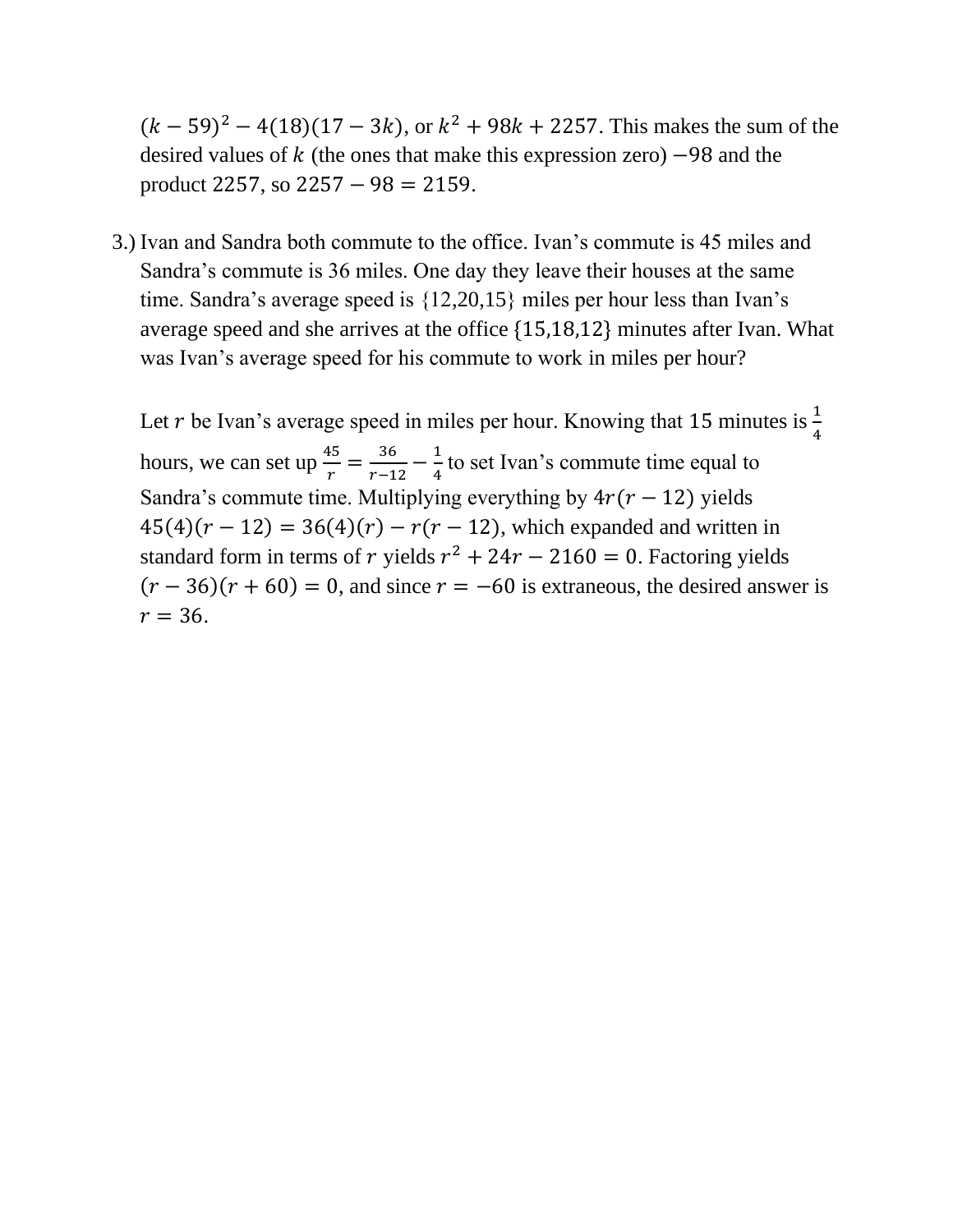$(k-59)^2 - 4(18)(17-3k)$, or $k^2 + 98k + 2257$. This makes the sum of the desired values of $k$ (the ones that make this expression zero) $-98$ and the product 2257, so $2257 - 98 = 2159$.

3.) Ivan and Sandra both commute to the office. Ivan's commute is 45 miles and Sandra's commute is 36 miles. One day they leave their houses at the same time. Sandra's average speed is {12,20,15} miles per hour less than Ivan's average speed and she arrives at the office $\{15,18,12\}$ minutes after Ivan. What was Ivan's average speed for his commute to work in miles per hour?

Let $r$ be Ivan's average speed in miles per hour. Knowing that 15 minutes is $\frac{1}{4}$ hours, we can set up $\frac{45}{r} = \frac{36}{r-12} - \frac{1}{4}$ to set Ivan's commute time equal to Sandra's commute time. Multiplying everything by $4r(r-12)$ yields $45(4)(r-12) = 36(4)(r) - r(r-12)$, which expanded and written in standard form in terms of $r$ yields $r^2 + 24r - 2160 = 0$. Factoring yields $(r-36)(r+60) = 0$, and since $r = -60$ is extraneous, the desired answer is $r = 36$.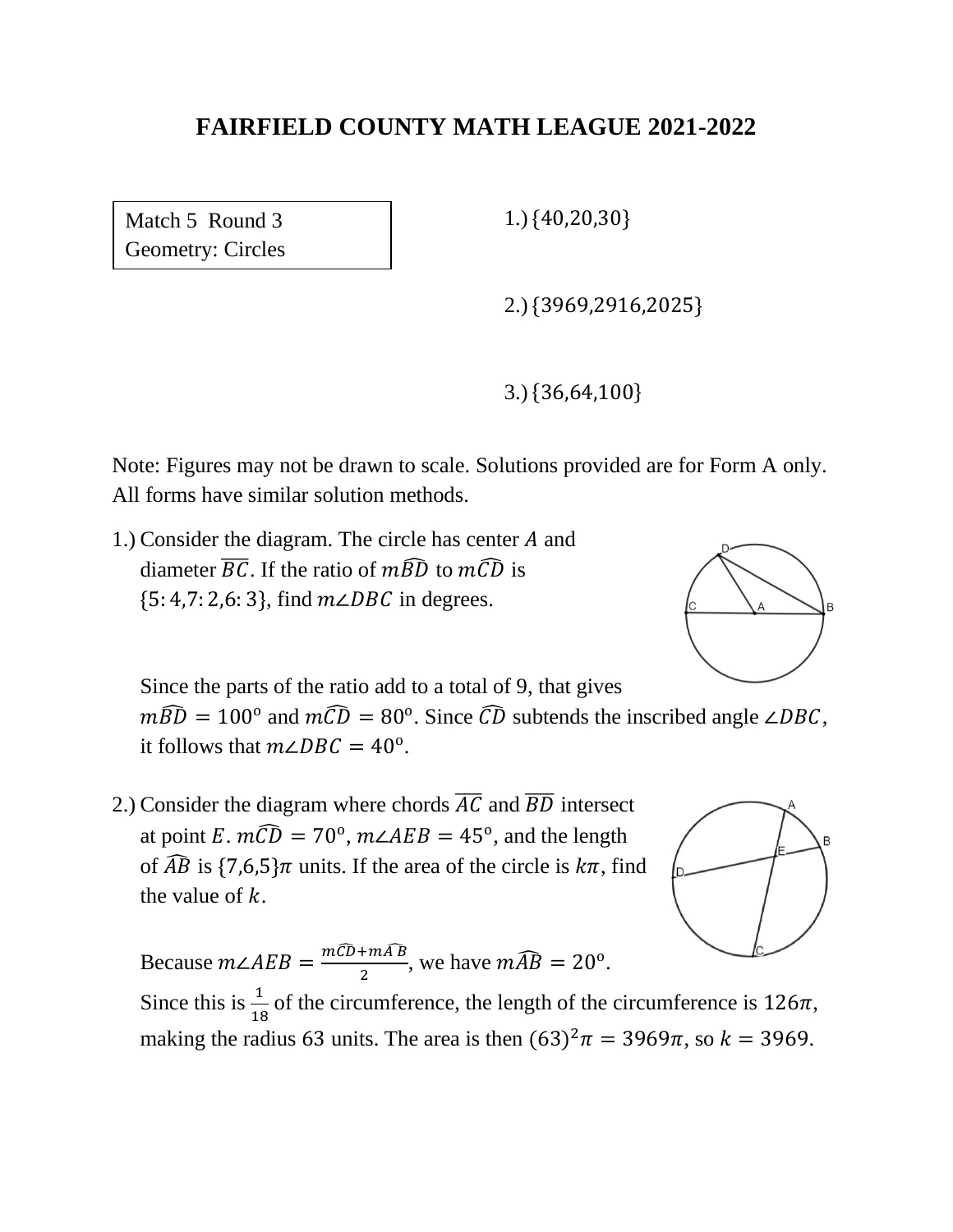# FAIRFIELD COUNTY MATH LEAGUE 2021-2022

| Match 5 Round 3 |
|---|
| Geometry: Circles |

1.) $\{40, 20, 30\}$

2.) $\{3969, 2916, 2025\}$

3.) $\{36, 64, 100\}$

Note: Figures may not be drawn to scale. Solutions provided are for Form A only. All forms have similar solution methods.

1.) Consider the diagram. The circle has center $A$ and diameter $\overline{BC}$. If the ratio of $m\widehat{BD}$ to $m\widehat{CD}$ is $\{5:4, 7:2, 6:3\}$, find $m\angle DBC$ in degrees.

Since the parts of the ratio add to a total of 9, that gives $m\widehat{BD} = 100^{\text{o}}$ and $m\widehat{CD} = 80^{\text{o}}$. Since $\widehat{CD}$ subtends the inscribed angle $\angle DBC$, it follows that $m\angle DBC = 40^{\text{o}}$.

2.) Consider the diagram where chords $\overline{AC}$ and $\overline{BD}$ intersect at point $E$. $m\widehat{CD} = 70^{\text{o}}$, $m\angle AEB = 45^{\text{o}}$, and the length of $\widehat{AB}$ is $\{7, 6, 5\}\pi$ units. If the area of the circle is $k\pi$, find the value of $k$.

Because $m\angle AEB = \frac{m\widehat{CD} + m\widehat{AB}}{2}$, we have $m\widehat{AB} = 20^{\text{o}}$.

Since this is $\frac{1}{18}$ of the circumference, the length of the circumference is $126\pi$, making the radius 63 units. The area is then $(63)^2\pi = 3969\pi$, so $k = 3969$.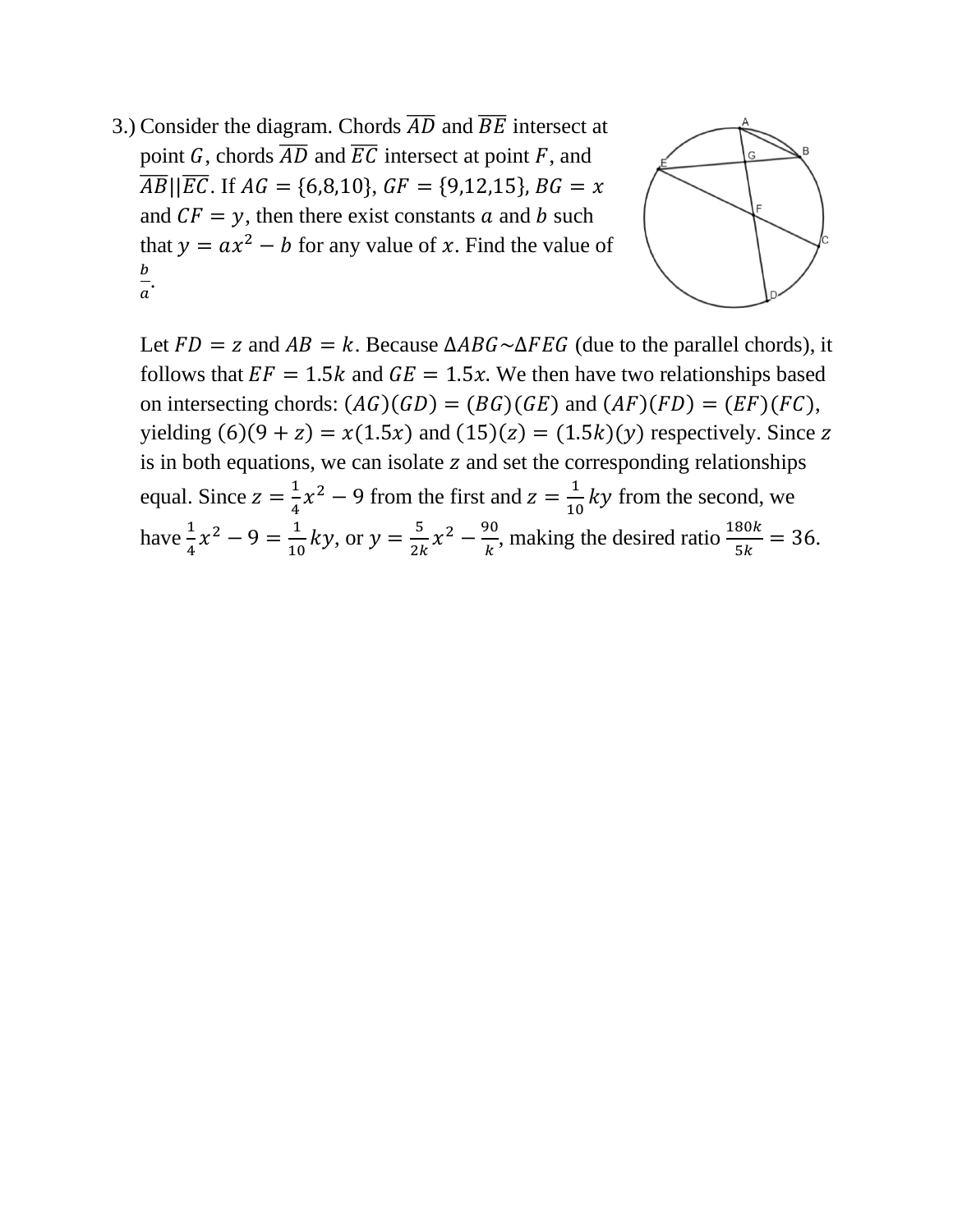3.) Consider the diagram. Chords $\overline{AD}$ and $\overline{BE}$ intersect at point $G$, chords $\overline{AD}$ and $\overline{EC}$ intersect at point $F$, and $\overline{AB} || \overline{EC}$. If $AG = \{6, 8, 10\}$, $GF = \{9, 12, 15\}$, $BG = x$ and $CF = y$, then there exist constants $a$ and $b$ such that $y = ax^2 - b$ for any value of $x$. Find the value of $\frac{b}{a}$.

Let $FD = z$ and $AB = k$. Because $\Delta ABG \sim \Delta FEG$ (due to the parallel chords), it follows that $EF = 1.5k$ and $GE = 1.5x$. We then have two relationships based on intersecting chords: $(AG)(GD) = (BG)(GE)$ and $(AF)(FD) = (EF)(FC)$, yielding $(6)(9 + z) = x(1.5x)$ and $(15)(z) = (1.5k)(y)$ respectively. Since $z$ is in both equations, we can isolate $z$ and set the corresponding relationships equal. Since $z = \frac{1}{4}x^2 - 9$ from the first and $z = \frac{1}{10}ky$ from the second, we have $\frac{1}{4}x^2 - 9 = \frac{1}{10}ky$, or $y = \frac{5}{2k}x^2 - \frac{90}{k}$, making the desired ratio $\frac{180k}{5k} = 36$.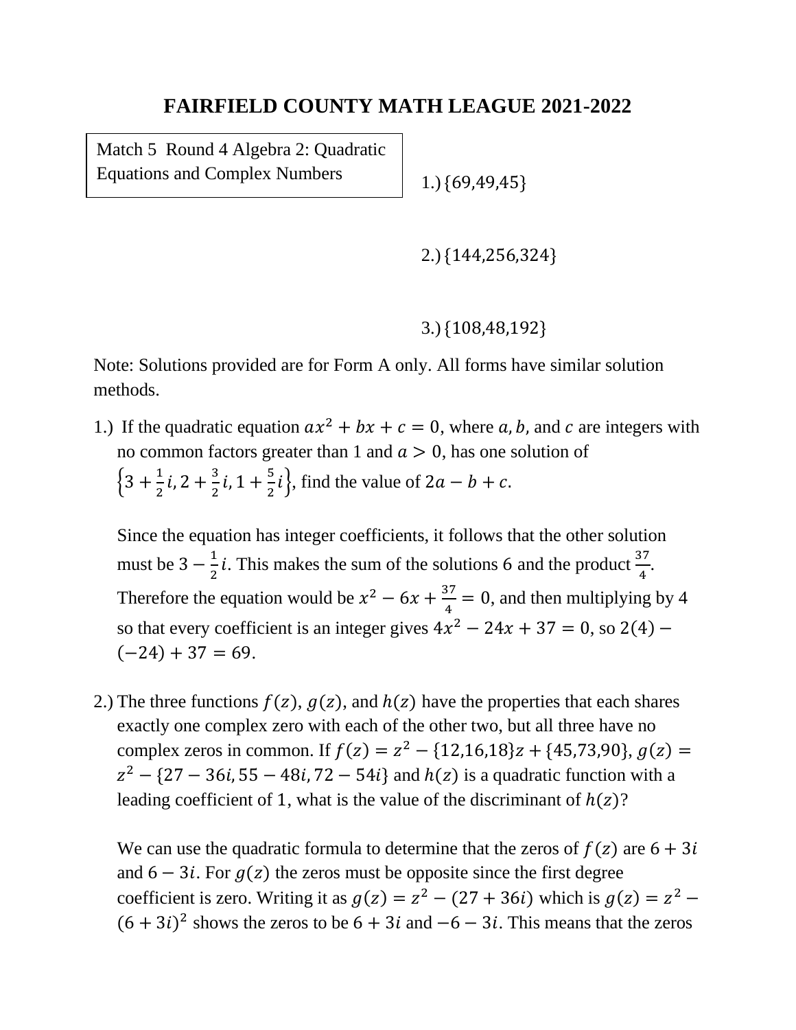# FAIRFIELD COUNTY MATH LEAGUE 2021-2022

Match 5 Round 4 Algebra 2: Quadratic Equations and Complex Numbers

1.) $\{69,49,45\}$

2.) $\{144,256,324\}$

3.) $\{108,48,192\}$

Note: Solutions provided are for Form A only. All forms have similar solution methods.

1.) If the quadratic equation $ax^2 + bx + c = 0$, where $a, b,$ and $c$ are integers with no common factors greater than 1 and $a > 0$, has one solution of $\left\{3 + \frac{1}{2}i, 2 + \frac{3}{2}i, 1 + \frac{5}{2}i\right\}$, find the value of $2a - b + c$.

Since the equation has integer coefficients, it follows that the other solution must be $3 - \frac{1}{2}i$. This makes the sum of the solutions 6 and the product $\frac{37}{4}$. Therefore the equation would be $x^2 - 6x + \frac{37}{4} = 0$, and then multiplying by 4 so that every coefficient is an integer gives $4x^2 - 24x + 37 = 0$, so $2(4) - (-24) + 37 = 69$.

2.) The three functions $f(z)$, $g(z)$, and $h(z)$ have the properties that each shares exactly one complex zero with each of the other two, but all three have no complex zeros in common. If $f(z) = z^2 - \{12,16,18\}z + \{45,73,90\}$, $g(z) = z^2 - \{27 - 36i, 55 - 48i, 72 - 54i\}$ and $h(z)$ is a quadratic function with a leading coefficient of 1, what is the value of the discriminant of $h(z)$?

We can use the quadratic formula to determine that the zeros of $f(z)$ are $6 + 3i$ and $6 - 3i$. For $g(z)$ the zeros must be opposite since the first degree coefficient is zero. Writing it as $g(z) = z^2 - (27 + 36i)$ which is $g(z) = z^2 - (6 + 3i)^2$ shows the zeros to be $6 + 3i$ and $-6 - 3i$. This means that the zeros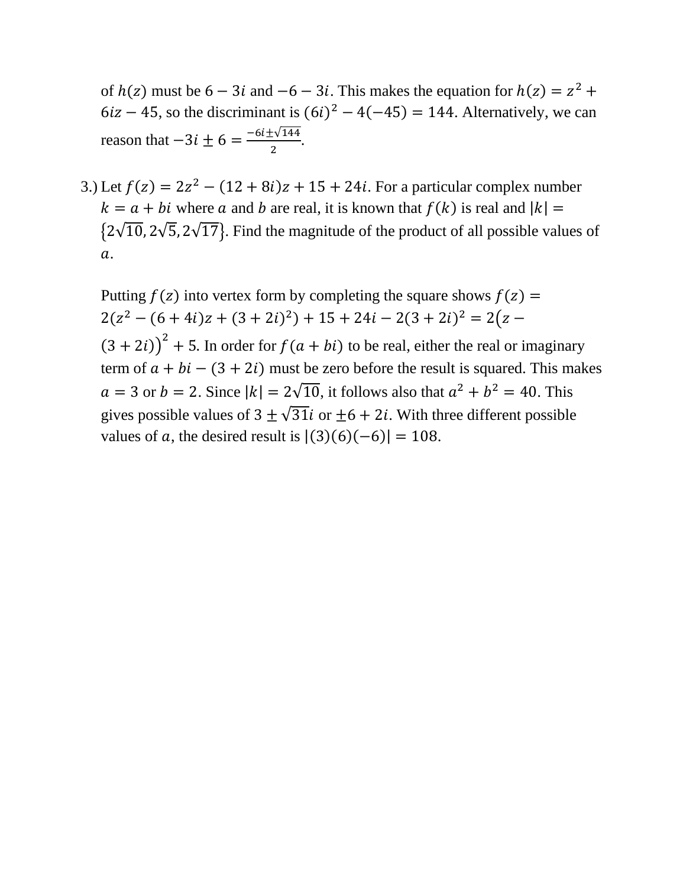of $h(z)$ must be $6 - 3i$ and $-6 - 3i$. This makes the equation for $h(z) = z^2 + 6iz - 45$, so the discriminant is $(6i)^2 - 4(-45) = 144$. Alternatively, we can reason that $-3i \pm 6 = \frac{-6i \pm \sqrt{144}}{2}$.

3.) Let $f(z) = 2z^2 - (12 + 8i)z + 15 + 24i$. For a particular complex number $k = a + bi$ where $a$ and $b$ are real, it is known that $f(k)$ is real and $|k| = \{2\sqrt{10}, 2\sqrt{5}, 2\sqrt{17}\}$. Find the magnitude of the product of all possible values of $a$.

Putting $f(z)$ into vertex form by completing the square shows $f(z) = 2(z^2 - (6 + 4i)z + (3 + 2i)^2) + 15 + 24i - 2(3 + 2i)^2 = 2\big(z - (3 + 2i)\big)^2 + 5$. In order for $f(a + bi)$ to be real, either the real or imaginary term of $a + bi - (3 + 2i)$ must be zero before the result is squared. This makes $a = 3$ or $b = 2$. Since $|k| = 2\sqrt{10}$, it follows also that $a^2 + b^2 = 40$. This gives possible values of $3 \pm \sqrt{31}i$ or $\pm 6 + 2i$. With three different possible values of $a$, the desired result is $|(3)(6)(-6)| = 108$.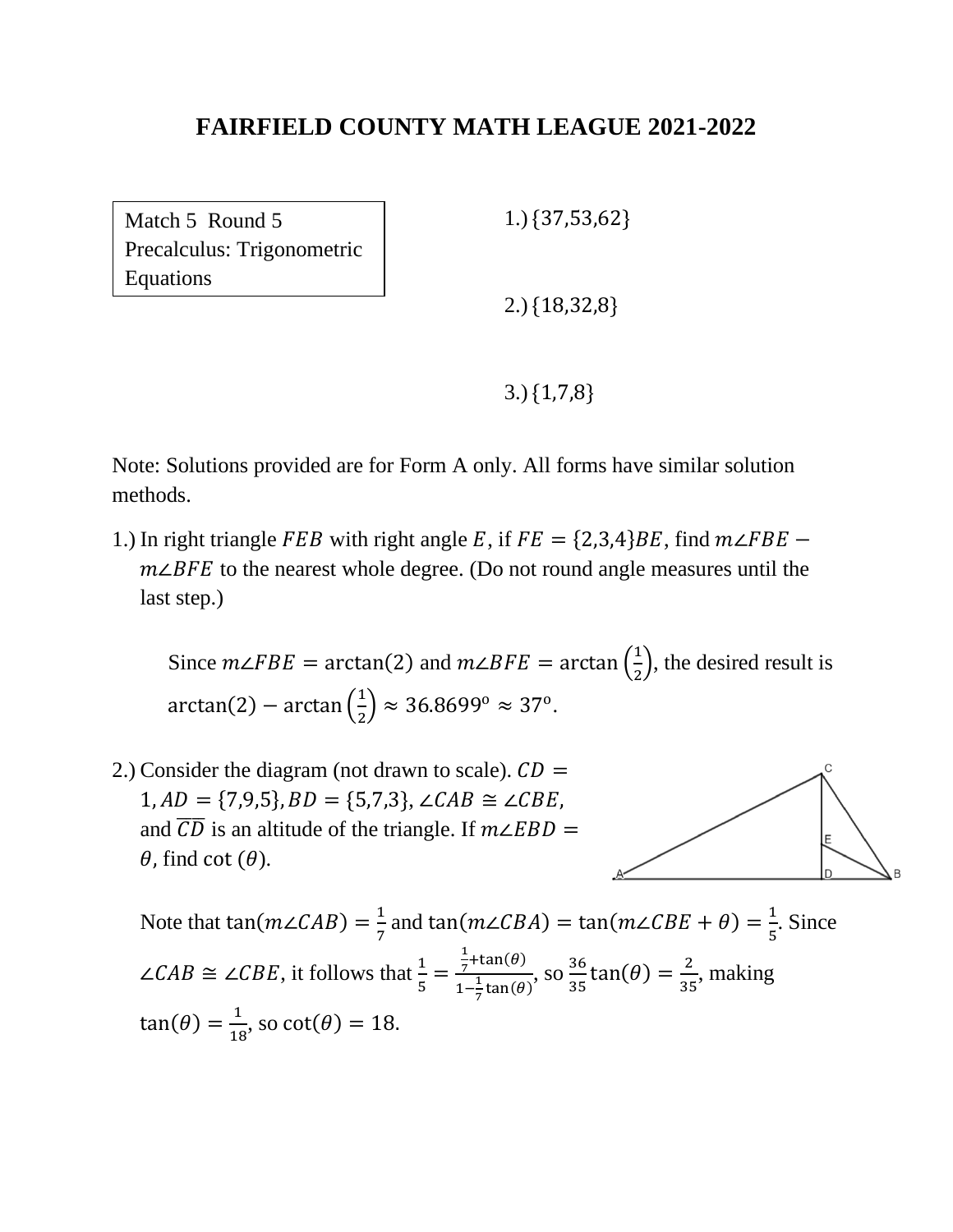# FAIRFIELD COUNTY MATH LEAGUE 2021-2022

| Match 5 Round 5 Precalculus: Trigonometric Equations |
|---|

1.) $\{37{,}53{,}62\}$

2.) $\{18{,}32{,}8\}$

3.) $\{1{,}7{,}8\}$

Note: Solutions provided are for Form A only. All forms have similar solution methods.

1.) In right triangle $FEB$ with right angle $E$, if $FE = \{2,3,4\}BE$, find $m\angle FBE - m\angle BFE$ to the nearest whole degree. (Do not round angle measures until the last step.)

Since $m\angle FBE = \arctan(2)$ and $m\angle BFE = \arctan\left(\frac{1}{2}\right)$, the desired result is $\arctan(2) - \arctan\left(\frac{1}{2}\right) \approx 36.8699^{\circ} \approx 37^{\circ}$.

2.) Consider the diagram (not drawn to scale). $CD = 1, AD = \{7,9,5\}, BD = \{5,7,3\}, \angle CAB \cong \angle CBE$, and $\overline{CD}$ is an altitude of the triangle. If $m\angle EBD = \theta$, find $\cot(\theta)$.

Note that $\tan(m\angle CAB) = \frac{1}{7}$ and $\tan(m\angle CBA) = \tan(m\angle CBE + \theta) = \frac{1}{5}$. Since $\angle CAB \cong \angle CBE$, it follows that $\frac{1}{5} = \frac{\frac{1}{7}+\tan(\theta)}{1-\frac{1}{7}\tan(\theta)}$, so $\frac{36}{35}\tan(\theta) = \frac{2}{35}$, making $\tan(\theta) = \frac{1}{18}$, so $\cot(\theta) = 18$.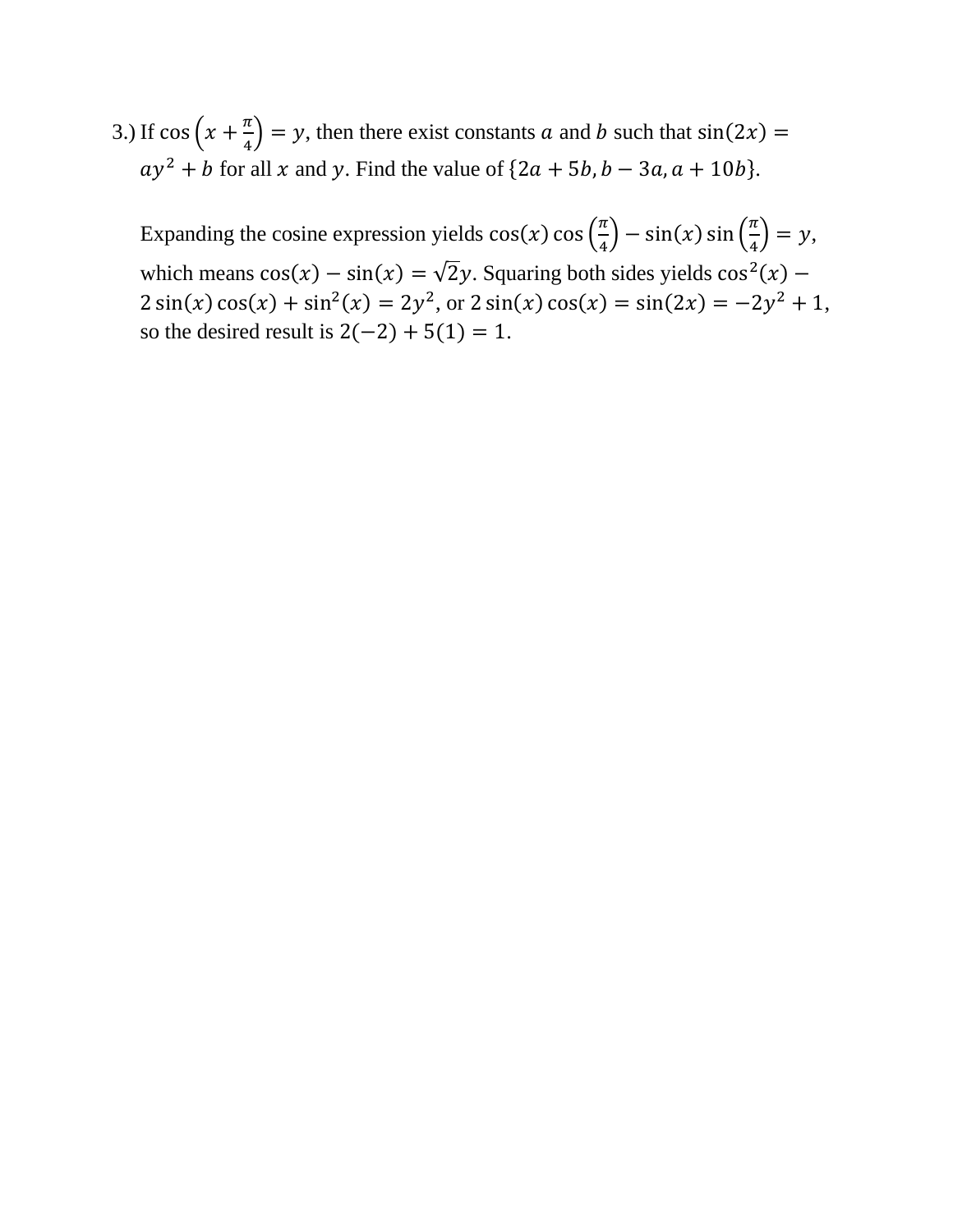3.) If $\cos\left(x + \frac{\pi}{4}\right) = y$, then there exist constants $a$ and $b$ such that $\sin(2x) = ay^2 + b$ for all $x$ and $y$. Find the value of $\{2a + 5b, b - 3a, a + 10b\}$.

Expanding the cosine expression yields $\cos(x)\cos\left(\frac{\pi}{4}\right) - \sin(x)\sin\left(\frac{\pi}{4}\right) = y$, which means $\cos(x) - \sin(x) = \sqrt{2}y$. Squaring both sides yields $\cos^2(x) - 2\sin(x)\cos(x) + \sin^2(x) = 2y^2$, or $2\sin(x)\cos(x) = \sin(2x) = -2y^2 + 1$, so the desired result is $2(-2) + 5(1) = 1$.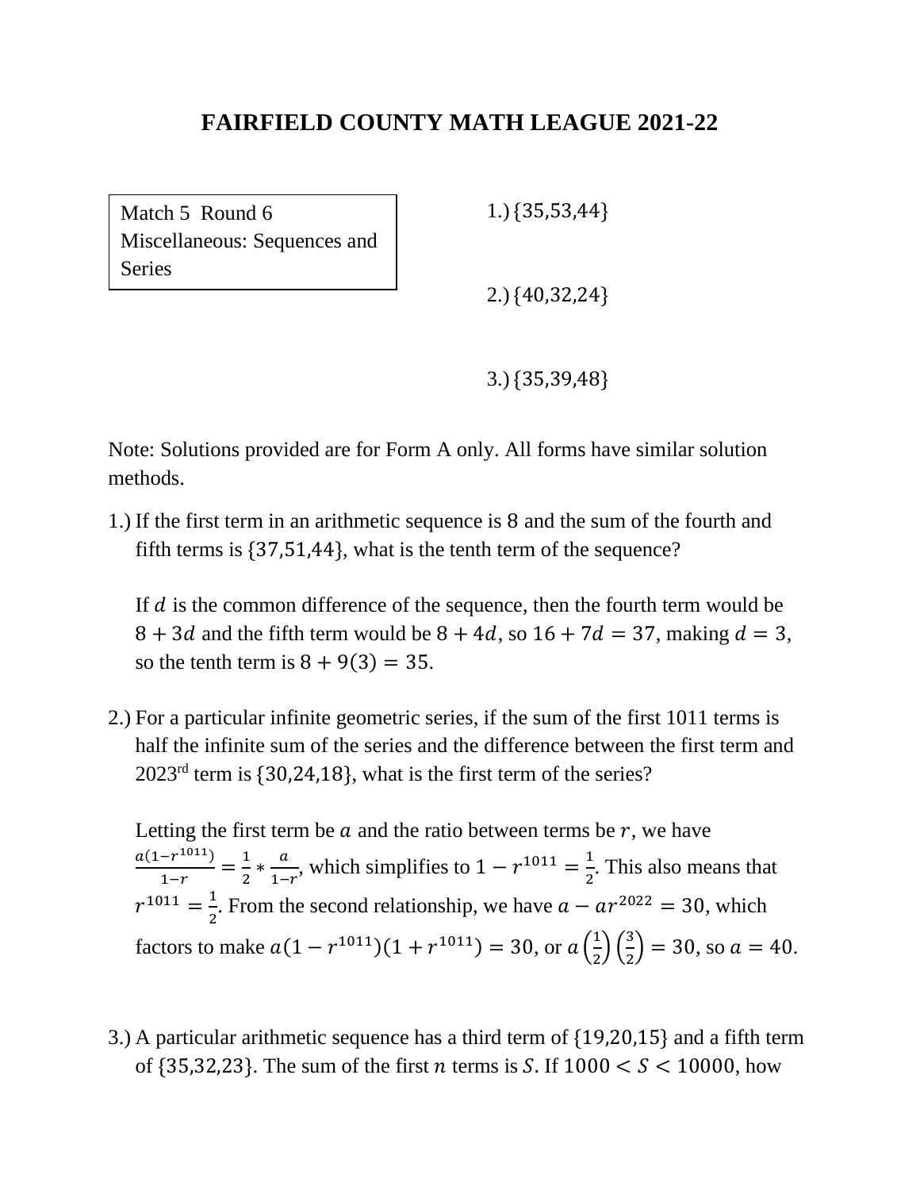# FAIRFIELD COUNTY MATH LEAGUE 2021-22

Match 5 Round 6
Miscellaneous: Sequences and Series

1.) $\{35,53,44\}$

2.) $\{40,32,24\}$

3.) $\{35,39,48\}$

Note: Solutions provided are for Form A only. All forms have similar solution methods.

1.) If the first term in an arithmetic sequence is 8 and the sum of the fourth and fifth terms is $\{37,51,44\}$, what is the tenth term of the sequence?

If $d$ is the common difference of the sequence, then the fourth term would be $8+3d$ and the fifth term would be $8+4d$, so $16+7d=37$, making $d=3$, so the tenth term is $8+9(3)=35$.

2.) For a particular infinite geometric series, if the sum of the first 1011 terms is half the infinite sum of the series and the difference between the first term and 2023rd term is $\{30,24,18\}$, what is the first term of the series?

Letting the first term be $a$ and the ratio between terms be $r$, we have $\frac{a(1-r^{1011})}{1-r}=\frac{1}{2}*\frac{a}{1-r}$, which simplifies to $1-r^{1011}=\frac{1}{2}$. This also means that $r^{1011}=\frac{1}{2}$. From the second relationship, we have $a-ar^{2022}=30$, which factors to make $a(1-r^{1011})(1+r^{1011})=30$, or $a\left(\frac{1}{2}\right)\left(\frac{3}{2}\right)=30$, so $a=40$.

3.) A particular arithmetic sequence has a third term of $\{19,20,15\}$ and a fifth term of $\{35,32,23\}$. The sum of the first $n$ terms is $S$. If $1000<S<10000$, how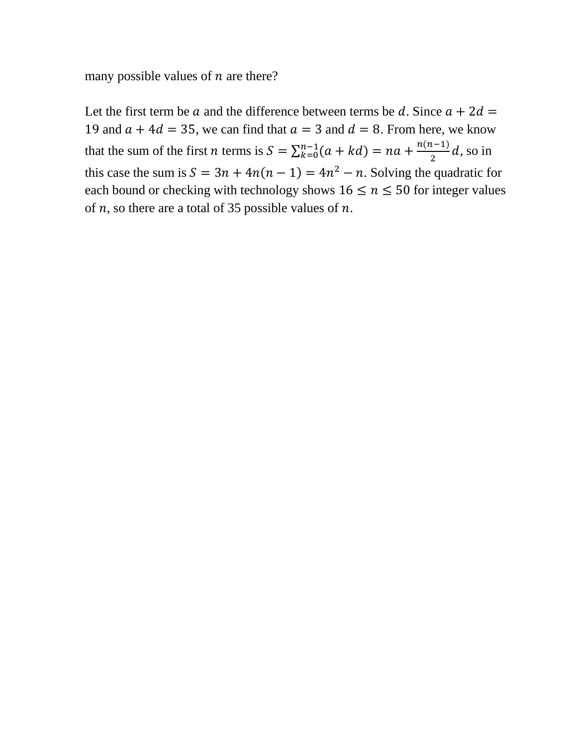many possible values of $n$ are there?

Let the first term be $a$ and the difference between terms be $d$. Since $a + 2d = 19$ and $a + 4d = 35$, we can find that $a = 3$ and $d = 8$. From here, we know that the sum of the first $n$ terms is $S = \sum_{k=0}^{n-1}(a + kd) = na + \frac{n(n-1)}{2}d$, so in this case the sum is $S = 3n + 4n(n-1) = 4n^2 - n$. Solving the quadratic for each bound or checking with technology shows $16 \leq n \leq 50$ for integer values of $n$, so there are a total of 35 possible values of $n$.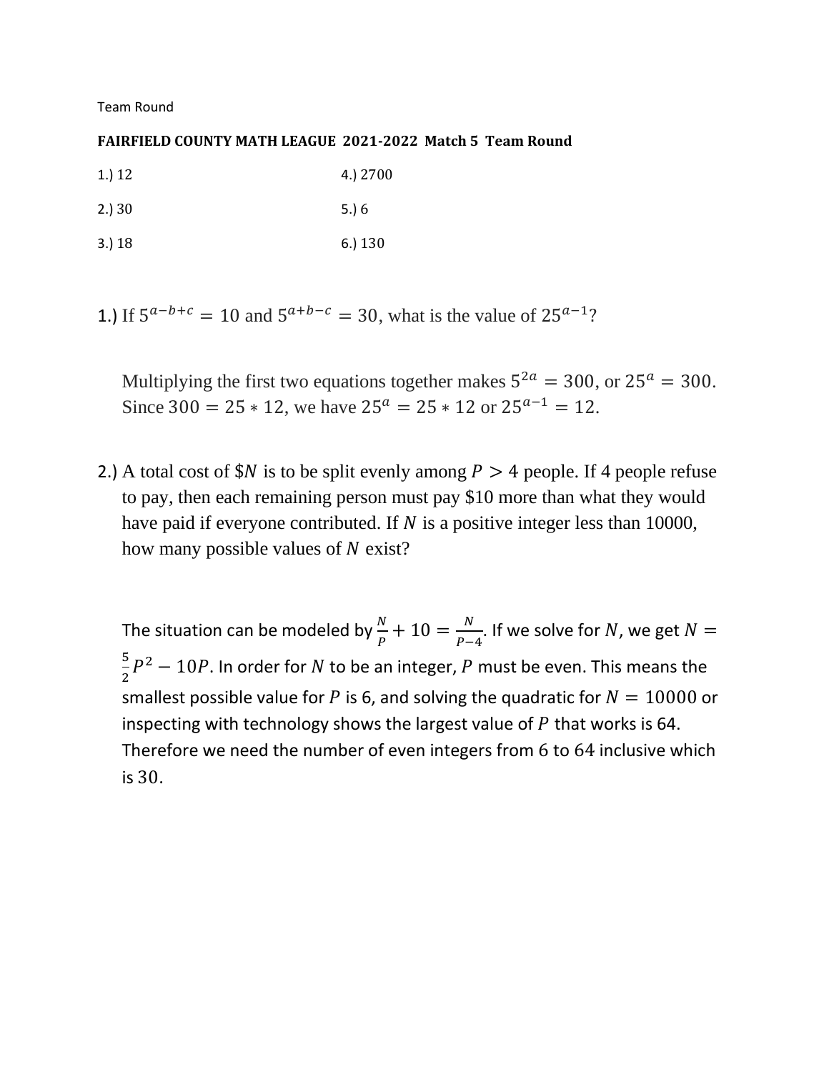Team Round

**FAIRFIELD COUNTY MATH LEAGUE 2021-2022 Match 5 Team Round**

| | |
|---|---|
| 1.) 12 | 4.) 2700 |
| 2.) 30 | 5.) 6 |
| 3.) 18 | 6.) 130 |

1.) If $5^{a-b+c} = 10$ and $5^{a+b-c} = 30$, what is the value of $25^{a-1}$?

Multiplying the first two equations together makes $5^{2a} = 300$, or $25^a = 300$. Since $300 = 25 * 12$, we have $25^a = 25 * 12$ or $25^{a-1} = 12$.

2.) A total cost of $N$ is to be split evenly among $P > 4$ people. If 4 people refuse to pay, then each remaining person must pay $10 more than what they would have paid if everyone contributed. If $N$ is a positive integer less than 10000, how many possible values of $N$ exist?

The situation can be modeled by $\frac{N}{P} + 10 = \frac{N}{P-4}$. If we solve for $N$, we get $N = \frac{5}{2}P^2 - 10P$. In order for $N$ to be an integer, $P$ must be even. This means the smallest possible value for $P$ is 6, and solving the quadratic for $N = 10000$ or inspecting with technology shows the largest value of $P$ that works is 64. Therefore we need the number of even integers from 6 to 64 inclusive which is 30.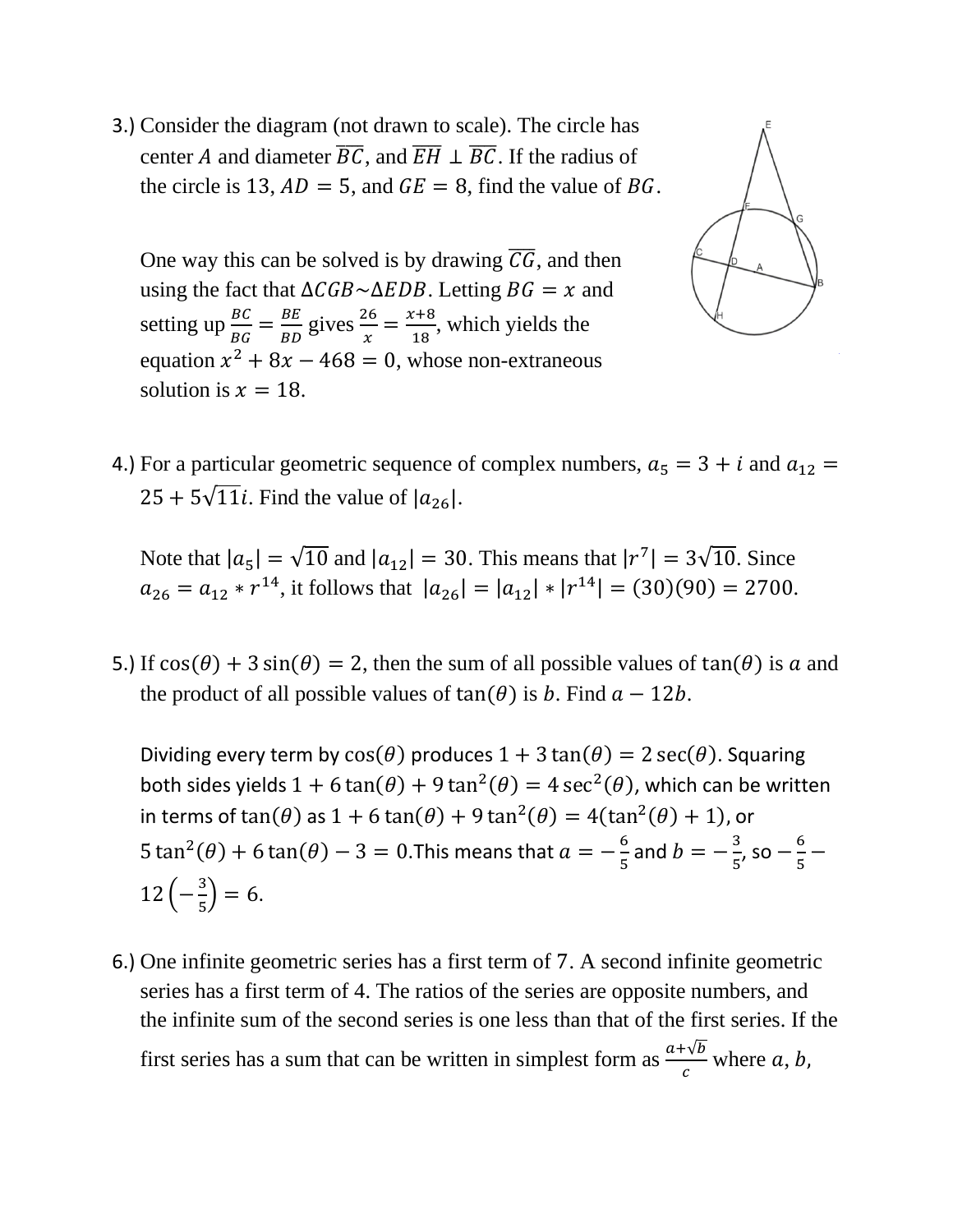3.) Consider the diagram (not drawn to scale). The circle has center $A$ and diameter $\overline{BC}$, and $\overline{EH} \perp \overline{BC}$. If the radius of the circle is 13, $AD = 5$, and $GE = 8$, find the value of $BG$.

One way this can be solved is by drawing $\overline{CG}$, and then using the fact that $\Delta CGB \sim \Delta EDB$. Letting $BG = x$ and setting up $\frac{BC}{BG} = \frac{BE}{BD}$ gives $\frac{26}{x} = \frac{x+8}{18}$, which yields the equation $x^2 + 8x - 468 = 0$, whose non-extraneous solution is $x = 18$.

4.) For a particular geometric sequence of complex numbers, $a_5 = 3 + i$ and $a_{12} = 25 + 5\sqrt{11}i$. Find the value of $|a_{26}|$.

Note that $|a_5| = \sqrt{10}$ and $|a_{12}| = 30$. This means that $|r^7| = 3\sqrt{10}$. Since $a_{26} = a_{12} * r^{14}$, it follows that $|a_{26}| = |a_{12}| * |r^{14}| = (30)(90) = 2700$.

5.) If $\cos(\theta) + 3\sin(\theta) = 2$, then the sum of all possible values of $\tan(\theta)$ is $a$ and the product of all possible values of $\tan(\theta)$ is $b$. Find $a - 12b$.

Dividing every term by $\cos(\theta)$ produces $1 + 3\tan(\theta) = 2\sec(\theta)$. Squaring both sides yields $1 + 6\tan(\theta) + 9\tan^2(\theta) = 4\sec^2(\theta)$, which can be written in terms of $\tan(\theta)$ as $1 + 6\tan(\theta) + 9\tan^2(\theta) = 4(\tan^2(\theta) + 1)$, or $5\tan^2(\theta) + 6\tan(\theta) - 3 = 0$. This means that $a = -\frac{6}{5}$ and $b = -\frac{3}{5}$, so $-\frac{6}{5} - 12\left(-\frac{3}{5}\right) = 6$.

6.) One infinite geometric series has a first term of 7. A second infinite geometric series has a first term of 4. The ratios of the series are opposite numbers, and the infinite sum of the second series is one less than that of the first series. If the first series has a sum that can be written in simplest form as $\frac{a+\sqrt{b}}{c}$ where $a$, $b$,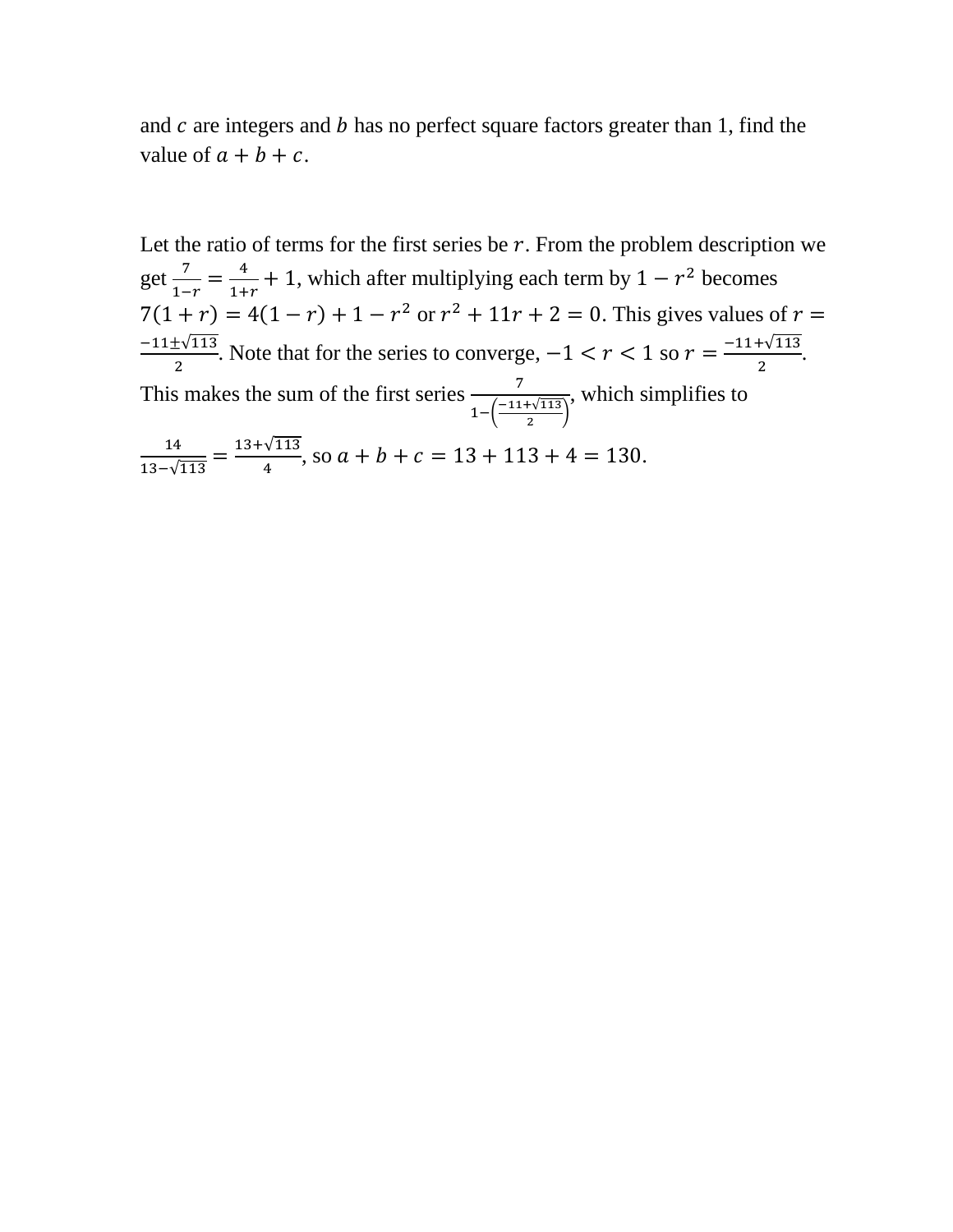and $c$ are integers and $b$ has no perfect square factors greater than 1, find the value of $a + b + c$.

Let the ratio of terms for the first series be $r$. From the problem description we get $\frac{7}{1-r} = \frac{4}{1+r} + 1$, which after multiplying each term by $1 - r^2$ becomes $7(1 + r) = 4(1 - r) + 1 - r^2$ or $r^2 + 11r + 2 = 0$. This gives values of $r = \frac{-11 \pm \sqrt{113}}{2}$. Note that for the series to converge, $-1 < r < 1$ so $r = \frac{-11+\sqrt{113}}{2}$. This makes the sum of the first series $\frac{7}{1-\left(\frac{-11+\sqrt{113}}{2}\right)}$, which simplifies to $\frac{14}{13-\sqrt{113}} = \frac{13+\sqrt{113}}{4}$, so $a + b + c = 13 + 113 + 4 = 130$.